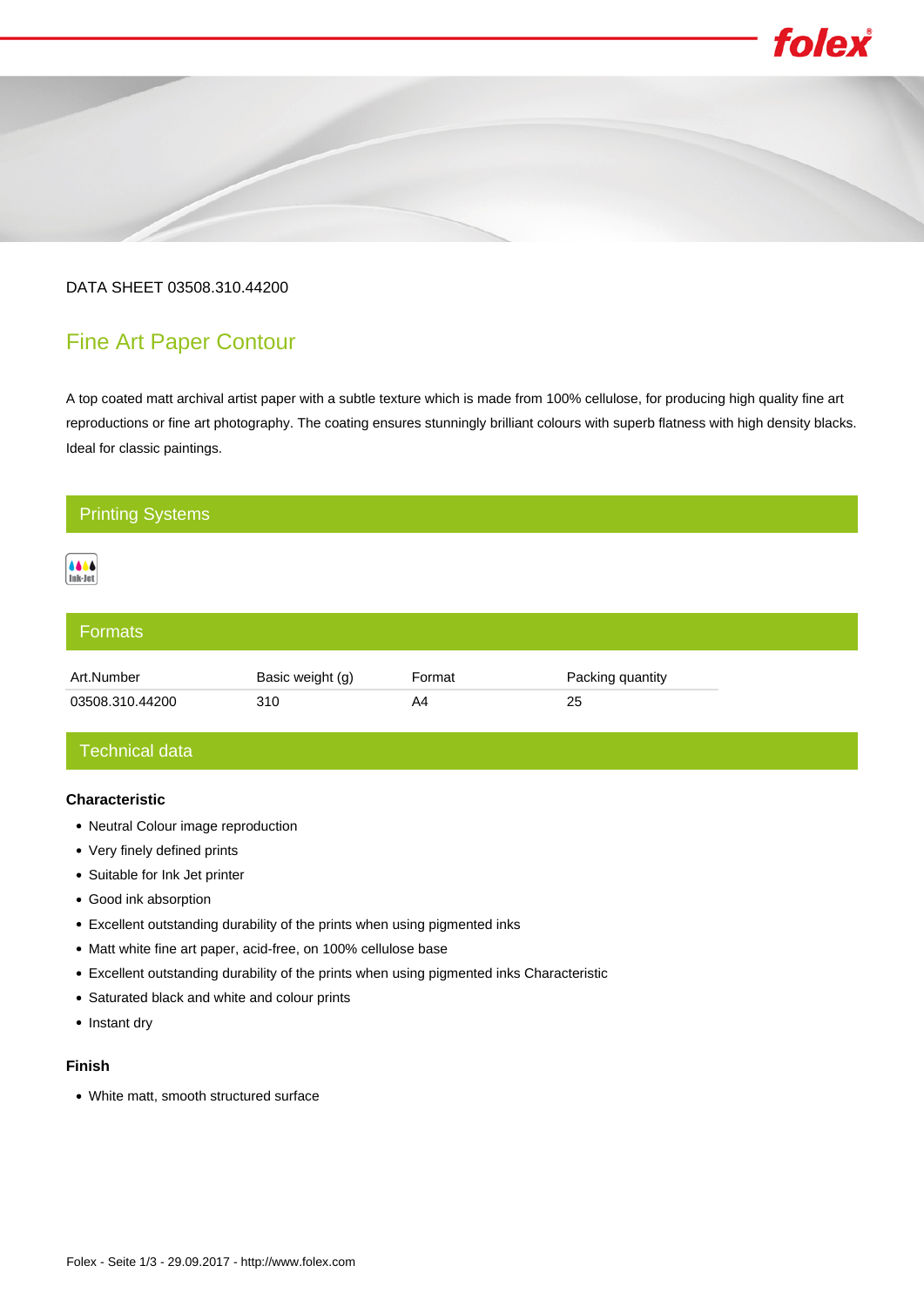DATA SHEET 03508.310.44200

# Fine Art Paper Contour

A top coated matt archival artist paper with a subtle texture which is made from 100% cellulose, for producing high quality fine art reproductions or fine art photography. The coating ensures stunningly brilliant colours with superb flatness with high density blacks. Ideal for classic paintings.

## Printing Systems

Ink-Jet

## Formats

| Art.Number | Basic weight (g) | Format | Packing quantity |
|---|---|---|---|
| 03508.310.44200 | 310 | A4 | 25 |

## Technical data

### Characteristic

- Neutral Colour image reproduction
- Very finely defined prints
- Suitable for Ink Jet printer
- Good ink absorption
- Excellent outstanding durability of the prints when using pigmented inks
- Matt white fine art paper, acid-free, on 100% cellulose base
- Excellent outstanding durability of the prints when using pigmented inks Characteristic
- Saturated black and white and colour prints
- Instant dry

### Finish

- White matt, smooth structured surface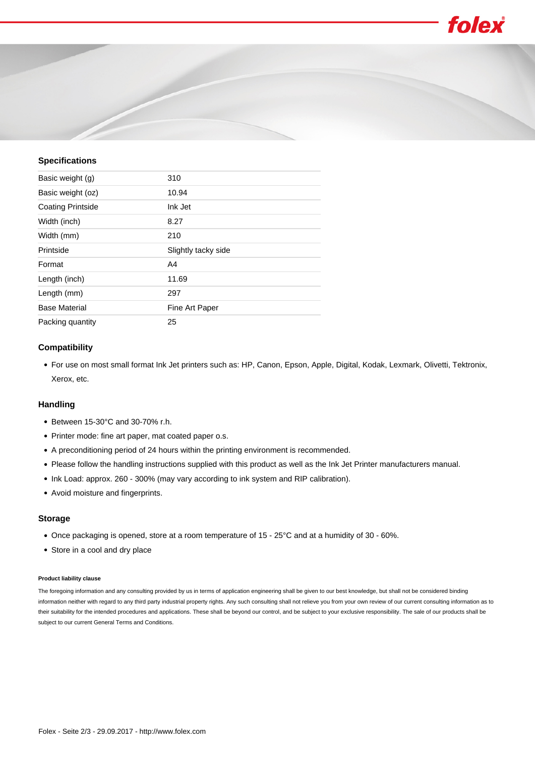## Specifications

| | |
|---|---|
| Basic weight (g) | 310 |
| Basic weight (oz) | 10.94 |
| Coating Printside | Ink Jet |
| Width (inch) | 8.27 |
| Width (mm) | 210 |
| Printside | Slightly tacky side |
| Format | A4 |
| Length (inch) | 11.69 |
| Length (mm) | 297 |
| Base Material | Fine Art Paper |
| Packing quantity | 25 |

## Compatibility

- For use on most small format Ink Jet printers such as: HP, Canon, Epson, Apple, Digital, Kodak, Lexmark, Olivetti, Tektronix, Xerox, etc.

## Handling

- Between 15-30°C and 30-70% r.h.
- Printer mode: fine art paper, mat coated paper o.s.
- A preconditioning period of 24 hours within the printing environment is recommended.
- Please follow the handling instructions supplied with this product as well as the Ink Jet Printer manufacturers manual.
- Ink Load: approx. 260 - 300% (may vary according to ink system and RIP calibration).
- Avoid moisture and fingerprints.

## Storage

- Once packaging is opened, store at a room temperature of 15 - 25°C and at a humidity of 30 - 60%.
- Store in a cool and dry place

#### Product liability clause

The foregoing information and any consulting provided by us in terms of application engineering shall be given to our best knowledge, but shall not be considered binding information neither with regard to any third party industrial property rights. Any such consulting shall not relieve you from your own review of our current consulting information as to their suitability for the intended procedures and applications. These shall be beyond our control, and be subject to your exclusive responsibility. The sale of our products shall be subject to our current General Terms and Conditions.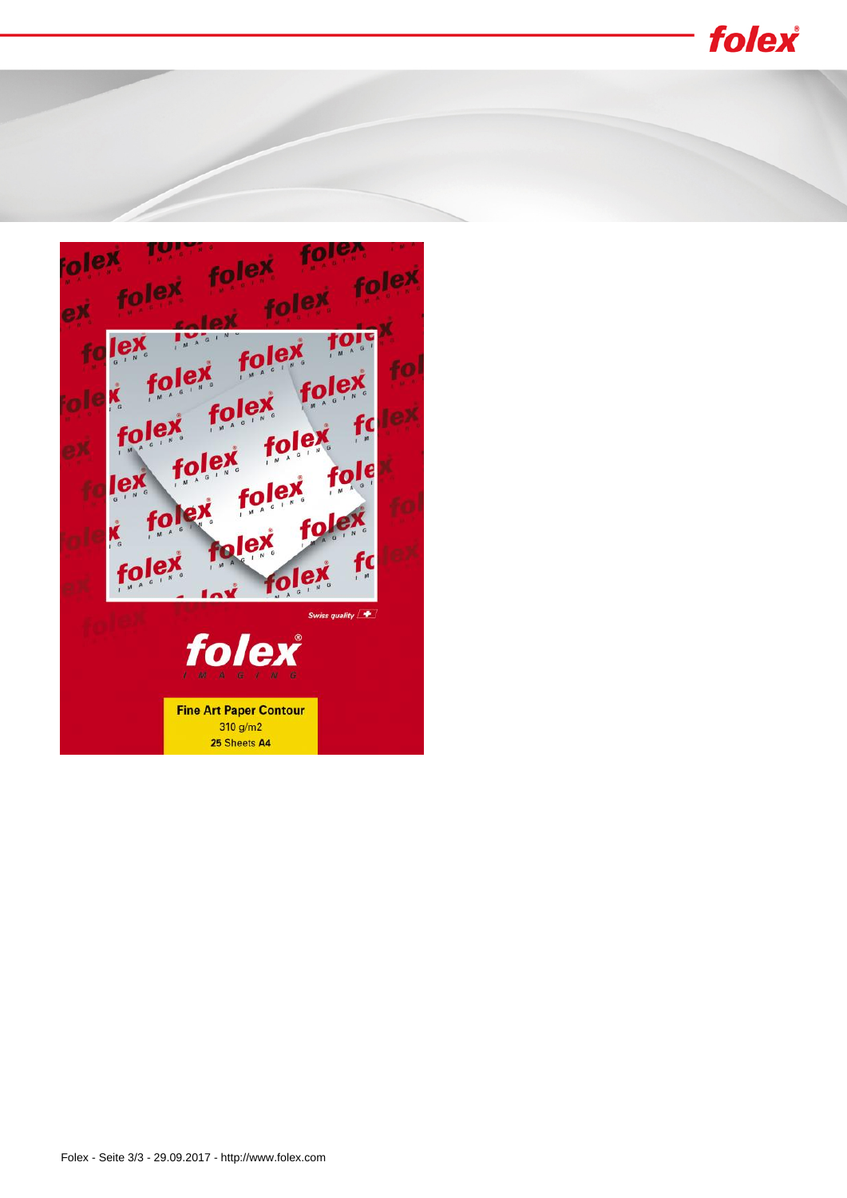Fine Art Paper Contour
310 g/m2
25 Sheets A4